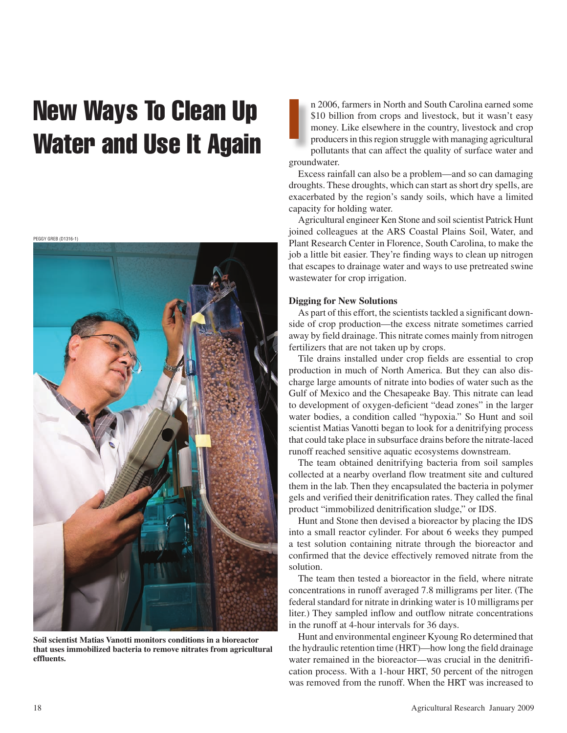# New Ways To Clean Up Water and Use It Again

PEGGY GREB (D1316-1)

**Soil scientist Matias Vanotti monitors conditions in a bioreactor that uses immobilized bacteria to remove nitrates from agricultural effluents.**

In 2006, farmers in North and South Carolina earned some $10 billion from crops and livestock, but it wasn't easy money. Like elsewhere in the country, livestock and crop producers in this region struggle with managing agricultural pollutants that can affect the quality of surface water and groundwater.

Excess rainfall can also be a problem—and so can damaging droughts. These droughts, which can start as short dry spells, are exacerbated by the region's sandy soils, which have a limited capacity for holding water.

Agricultural engineer Ken Stone and soil scientist Patrick Hunt joined colleagues at the ARS Coastal Plains Soil, Water, and Plant Research Center in Florence, South Carolina, to make the job a little bit easier. They're finding ways to clean up nitrogen that escapes to drainage water and ways to use pretreated swine wastewater for crop irrigation.

### Digging for New Solutions

As part of this effort, the scientists tackled a significant downside of crop production—the excess nitrate sometimes carried away by field drainage. This nitrate comes mainly from nitrogen fertilizers that are not taken up by crops.

Tile drains installed under crop fields are essential to crop production in much of North America. But they can also discharge large amounts of nitrate into bodies of water such as the Gulf of Mexico and the Chesapeake Bay. This nitrate can lead to development of oxygen-deficient "dead zones" in the larger water bodies, a condition called "hypoxia." So Hunt and soil scientist Matias Vanotti began to look for a denitrifying process that could take place in subsurface drains before the nitrate-laced runoff reached sensitive aquatic ecosystems downstream.

The team obtained denitrifying bacteria from soil samples collected at a nearby overland flow treatment site and cultured them in the lab. Then they encapsulated the bacteria in polymer gels and verified their denitrification rates. They called the final product "immobilized denitrification sludge," or IDS.

Hunt and Stone then devised a bioreactor by placing the IDS into a small reactor cylinder. For about 6 weeks they pumped a test solution containing nitrate through the bioreactor and confirmed that the device effectively removed nitrate from the solution.

The team then tested a bioreactor in the field, where nitrate concentrations in runoff averaged 7.8 milligrams per liter. (The federal standard for nitrate in drinking water is 10 milligrams per liter.) They sampled inflow and outflow nitrate concentrations in the runoff at 4-hour intervals for 36 days.

Hunt and environmental engineer Kyoung Ro determined that the hydraulic retention time (HRT)—how long the field drainage water remained in the bioreactor—was crucial in the denitrification process. With a 1-hour HRT, 50 percent of the nitrogen was removed from the runoff. When the HRT was increased to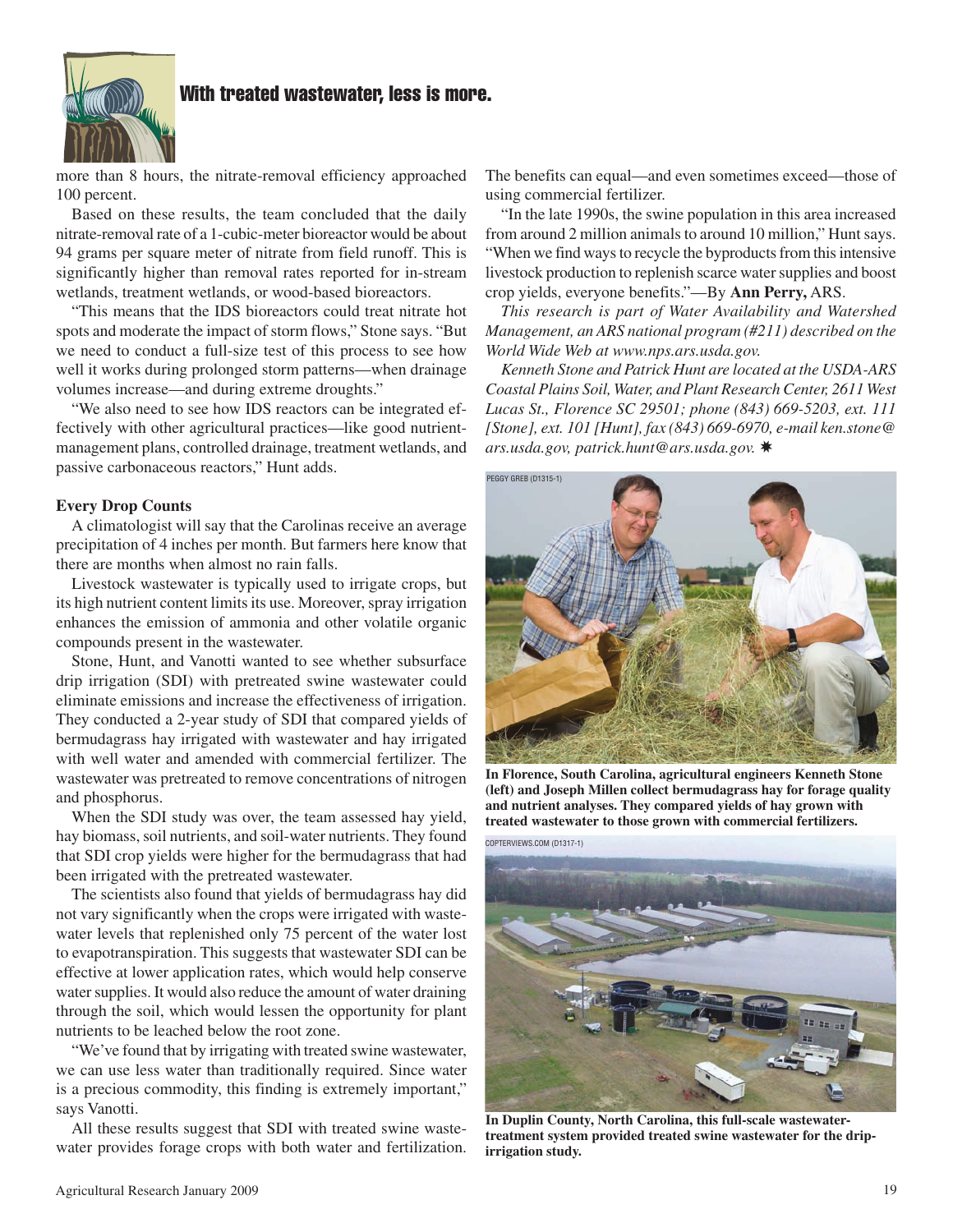With treated wastewater, less is more.

more than 8 hours, the nitrate-removal efficiency approached 100 percent.

Based on these results, the team concluded that the daily nitrate-removal rate of a 1-cubic-meter bioreactor would be about 94 grams per square meter of nitrate from field runoff. This is significantly higher than removal rates reported for in-stream wetlands, treatment wetlands, or wood-based bioreactors.

"This means that the IDS bioreactors could treat nitrate hot spots and moderate the impact of storm flows," Stone says. "But we need to conduct a full-size test of this process to see how well it works during prolonged storm patterns—when drainage volumes increase—and during extreme droughts."

"We also need to see how IDS reactors can be integrated effectively with other agricultural practices—like good nutrient-management plans, controlled drainage, treatment wetlands, and passive carbonaceous reactors," Hunt adds.

### Every Drop Counts

A climatologist will say that the Carolinas receive an average precipitation of 4 inches per month. But farmers here know that there are months when almost no rain falls.

Livestock wastewater is typically used to irrigate crops, but its high nutrient content limits its use. Moreover, spray irrigation enhances the emission of ammonia and other volatile organic compounds present in the wastewater.

Stone, Hunt, and Vanotti wanted to see whether subsurface drip irrigation (SDI) with pretreated swine wastewater could eliminate emissions and increase the effectiveness of irrigation. They conducted a 2-year study of SDI that compared yields of bermudagrass hay irrigated with wastewater and hay irrigated with well water and amended with commercial fertilizer. The wastewater was pretreated to remove concentrations of nitrogen and phosphorus.

When the SDI study was over, the team assessed hay yield, hay biomass, soil nutrients, and soil-water nutrients. They found that SDI crop yields were higher for the bermudagrass that had been irrigated with the pretreated wastewater.

The scientists also found that yields of bermudagrass hay did not vary significantly when the crops were irrigated with wastewater levels that replenished only 75 percent of the water lost to evapotranspiration. This suggests that wastewater SDI can be effective at lower application rates, which would help conserve water supplies. It would also reduce the amount of water draining through the soil, which would lessen the opportunity for plant nutrients to be leached below the root zone.

"We've found that by irrigating with treated swine wastewater, we can use less water than traditionally required. Since water is a precious commodity, this finding is extremely important," says Vanotti.

All these results suggest that SDI with treated swine wastewater provides forage crops with both water and fertilization. The benefits can equal—and even sometimes exceed—those of using commercial fertilizer.

"In the late 1990s, the swine population in this area increased from around 2 million animals to around 10 million," Hunt says. "When we find ways to recycle the byproducts from this intensive livestock production to replenish scarce water supplies and boost crop yields, everyone benefits."—By **Ann Perry,** ARS.

*This research is part of Water Availability and Watershed Management, an ARS national program (#211) described on the World Wide Web at www.nps.ars.usda.gov.*

*Kenneth Stone and Patrick Hunt are located at the USDA-ARS Coastal Plains Soil, Water, and Plant Research Center, 2611 West Lucas St., Florence SC 29501; phone (843) 669-5203, ext. 111 [Stone], ext. 101 [Hunt], fax (843) 669-6970, e-mail ken.stone@ars.usda.gov, patrick.hunt@ars.usda.gov.* ✷

PEGGY GREB (D1315-1)

**In Florence, South Carolina, agricultural engineers Kenneth Stone (left) and Joseph Millen collect bermudagrass hay for forage quality and nutrient analyses. They compared yields of hay grown with treated wastewater to those grown with commercial fertilizers.**

COPTERVIEWS.COM (D1317-1)

**In Duplin County, North Carolina, this full-scale wastewater-treatment system provided treated swine wastewater for the drip-irrigation study.**